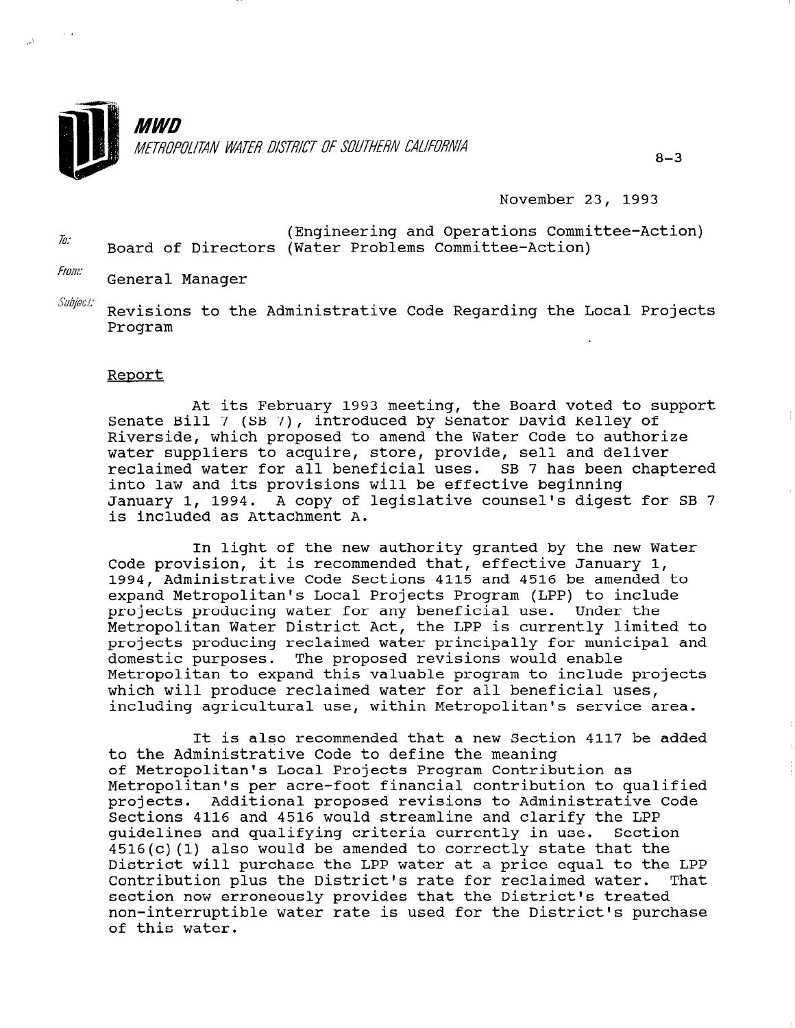**MWD**

*METROPOLITAN WATER DISTRICT OF SOUTHERN CALIFORNIA*

8-3

November 23, 1993

*To:* Board of Directors (Engineering and Operations Committee-Action) (Water Problems Committee-Action)

*From:* General Manager

*Subject:* Revisions to the Administrative Code Regarding the Local Projects Program

## Report

At its February 1993 meeting, the Board voted to support Senate Bill 7 (SB 7), introduced by Senator David Kelley of Riverside, which proposed to amend the Water Code to authorize water suppliers to acquire, store, provide, sell and deliver reclaimed water for all beneficial uses. SB 7 has been chaptered into law and its provisions will be effective beginning January 1, 1994. A copy of legislative counsel's digest for SB 7 is included as Attachment A.

In light of the new authority granted by the new Water Code provision, it is recommended that, effective January 1, 1994, Administrative Code Sections 4115 and 4516 be amended to expand Metropolitan's Local Projects Program (LPP) to include projects producing water for any beneficial use. Under the Metropolitan Water District Act, the LPP is currently limited to projects producing reclaimed water principally for municipal and domestic purposes. The proposed revisions would enable Metropolitan to expand this valuable program to include projects which will produce reclaimed water for all beneficial uses, including agricultural use, within Metropolitan's service area.

It is also recommended that a new Section 4117 be added to the Administrative Code to define the meaning of Metropolitan's Local Projects Program Contribution as Metropolitan's per acre-foot financial contribution to qualified projects. Additional proposed revisions to Administrative Code Sections 4116 and 4516 would streamline and clarify the LPP guidelines and qualifying criteria currently in use. Section 4516(c)(1) also would be amended to correctly state that the District will purchase the LPP water at a price equal to the LPP Contribution plus the District's rate for reclaimed water. That section now erroneously provides that the District's treated non-interruptible water rate is used for the District's purchase of this water.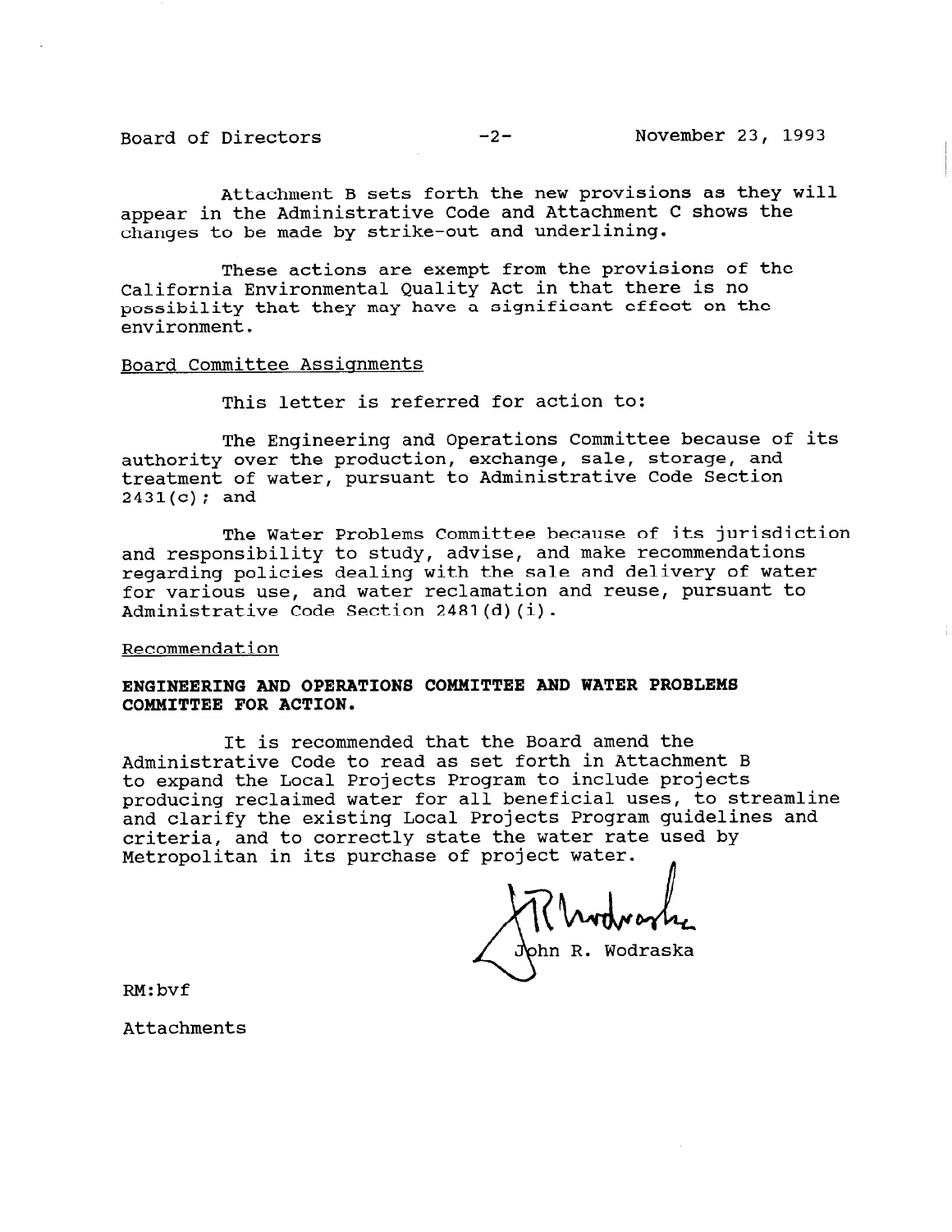Attachment B sets forth the new provisions as they will appear in the Administrative Code and Attachment C shows the changes to be made by strike-out and underlining.

These actions are exempt from the provisions of the California Environmental Quality Act in that there is no possibility that they may have a significant effect on the environment.

Board Committee Assignments

This letter is referred for action to:

The Engineering and Operations Committee because of its authority over the production, exchange, sale, storage, and treatment of water, pursuant to Administrative Code Section 2431(c); and

The Water Problems Committee because of its jurisdiction and responsibility to study, advise, and make recommendations regarding policies dealing with the sale and delivery of water for various use, and water reclamation and reuse, pursuant to Administrative Code Section 2481(d)(i).

Recommendation

**ENGINEERING AND OPERATIONS COMMITTEE AND WATER PROBLEMS COMMITTEE FOR ACTION.**

It is recommended that the Board amend the Administrative Code to read as set forth in Attachment B to expand the Local Projects Program to include projects producing reclaimed water for all beneficial uses, to streamline and clarify the existing Local Projects Program guidelines and criteria, and to correctly state the water rate used by Metropolitan in its purchase of project water.

John R. Wodraska

RM:bvf

Attachments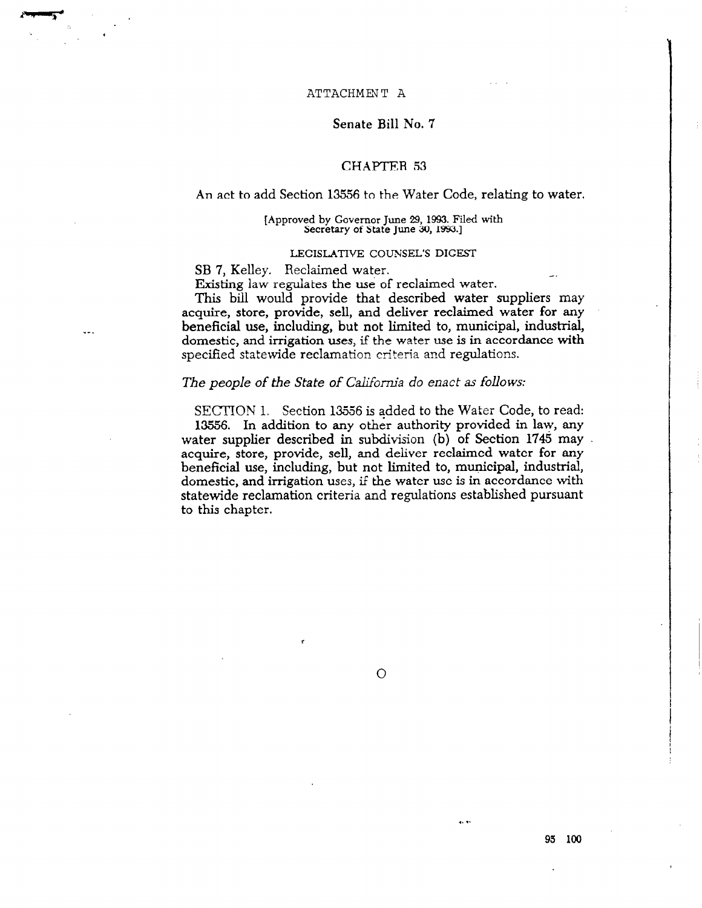ATTACHMENT A

# Senate Bill No. 7

## CHAPTER 53

An act to add Section 13556 to the Water Code, relating to water.

[Approved by Governor June 29, 1993. Filed with Secretary of State June 30, 1993.]

### LEGISLATIVE COUNSEL'S DIGEST

SB 7, Kelley. Reclaimed water.

Existing law regulates the use of reclaimed water.

This bill would provide that described water suppliers may acquire, store, provide, sell, and deliver reclaimed water for any beneficial use, including, but not limited to, municipal, industrial, domestic, and irrigation uses, if the water use is in accordance with specified statewide reclamation criteria and regulations.

*The people of the State of California do enact as follows:*

SECTION 1. Section 13556 is added to the Water Code, to read:

13556. In addition to any other authority provided in law, any water supplier described in subdivision (b) of Section 1745 may acquire, store, provide, sell, and deliver reclaimed water for any beneficial use, including, but not limited to, municipal, industrial, domestic, and irrigation uses, if the water use is in accordance with statewide reclamation criteria and regulations established pursuant to this chapter.

O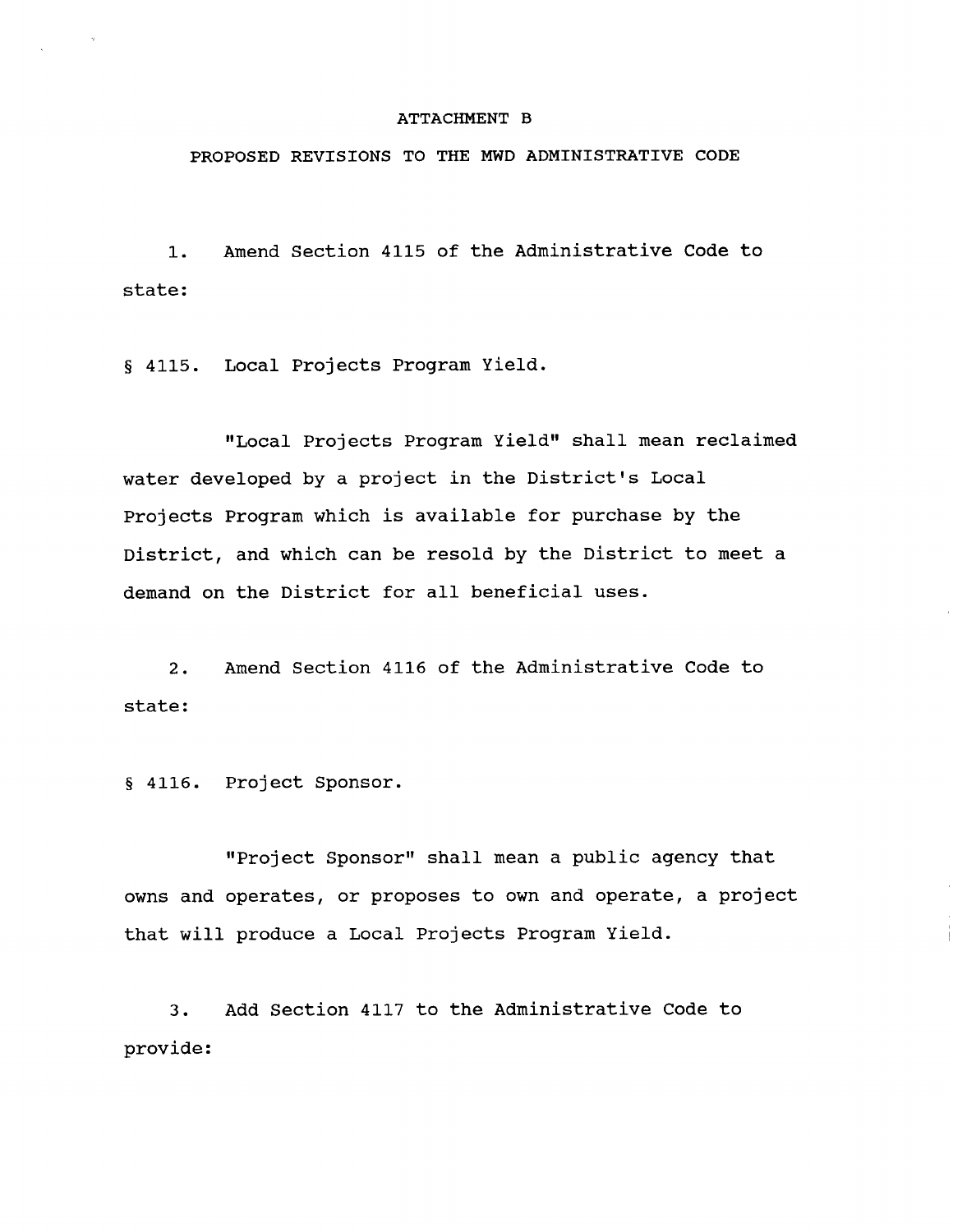ATTACHMENT B

PROPOSED REVISIONS TO THE MWD ADMINISTRATIVE CODE

1. Amend Section 4115 of the Administrative Code to state:

§ 4115. Local Projects Program Yield.

"Local Projects Program Yield" shall mean reclaimed water developed by a project in the District's Local Projects Program which is available for purchase by the District, and which can be resold by the District to meet a demand on the District for all beneficial uses.

2. Amend Section 4116 of the Administrative Code to state:

§ 4116. Project Sponsor.

"Project Sponsor" shall mean a public agency that owns and operates, or proposes to own and operate, a project that will produce a Local Projects Program Yield.

3. Add Section 4117 to the Administrative Code to provide: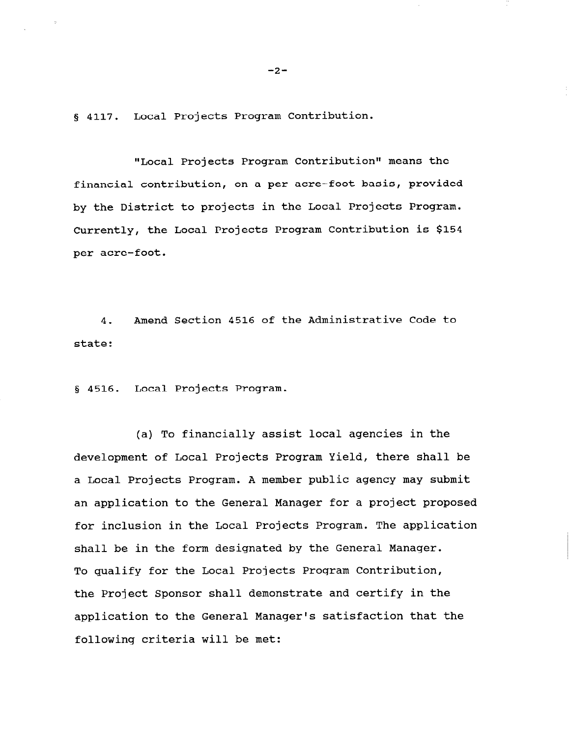§ 4117. Local Projects Program Contribution.

"Local Projects Program Contribution" means the financial contribution, on a per acre-foot basis, provided by the District to projects in the Local Projects Program. Currently, the Local Projects Program Contribution is $154 per acre-foot.

4. Amend Section 4516 of the Administrative Code to state:

§ 4516. Local Projects Program.

(a) To financially assist local agencies in the development of Local Projects Program Yield, there shall be a Local Projects Program. A member public agency may submit an application to the General Manager for a project proposed for inclusion in the Local Projects Program. The application shall be in the form designated by the General Manager. To qualify for the Local Projects Program Contribution, the Project Sponsor shall demonstrate and certify in the application to the General Manager's satisfaction that the following criteria will be met: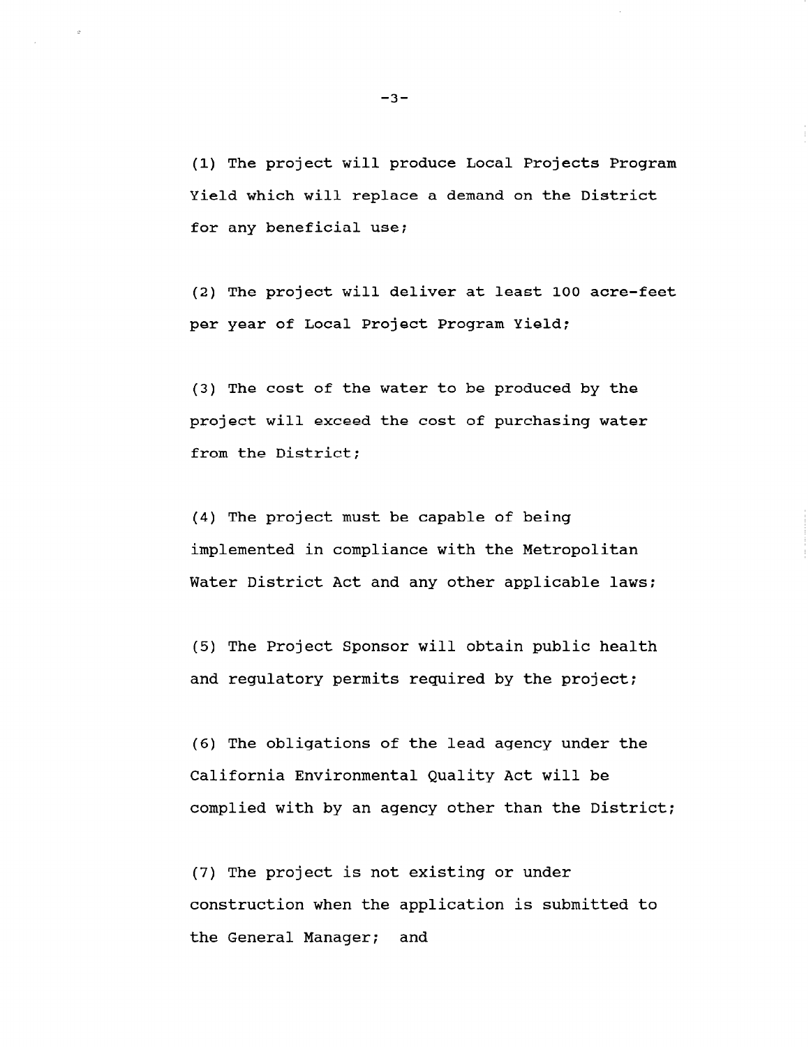(1) The project will produce Local Projects Program Yield which will replace a demand on the District for any beneficial use;

(2) The project will deliver at least 100 acre-feet per year of Local Project Program Yield;

(3) The cost of the water to be produced by the project will exceed the cost of purchasing water from the District;

(4) The project must be capable of being implemented in compliance with the Metropolitan Water District Act and any other applicable laws;

(5) The Project Sponsor will obtain public health and regulatory permits required by the project;

(6) The obligations of the lead agency under the California Environmental Quality Act will be complied with by an agency other than the District;

(7) The project is not existing or under construction when the application is submitted to the General Manager; and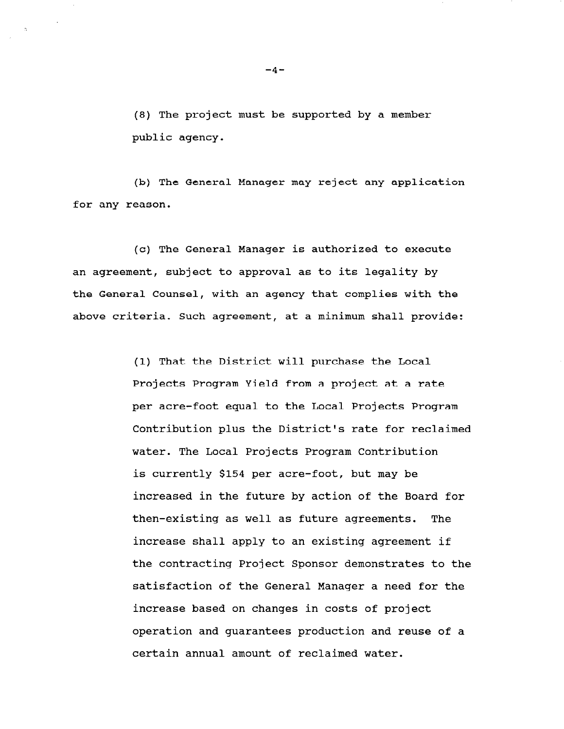(8) The project must be supported by a member public agency.

(b) The General Manager may reject any application for any reason.

(c) The General Manager is authorized to execute an agreement, subject to approval as to its legality by the General Counsel, with an agency that complies with the above criteria. Such agreement, at a minimum shall provide:

(1) That the District will purchase the Local Projects Program Yield from a project at a rate per acre-foot equal to the Local Projects Program Contribution plus the District's rate for reclaimed water. The Local Projects Program Contribution is currently $154 per acre-foot, but may be increased in the future by action of the Board for then-existing as well as future agreements. The increase shall apply to an existing agreement if the contracting Project Sponsor demonstrates to the satisfaction of the General Manager a need for the increase based on changes in costs of project operation and guarantees production and reuse of a certain annual amount of reclaimed water.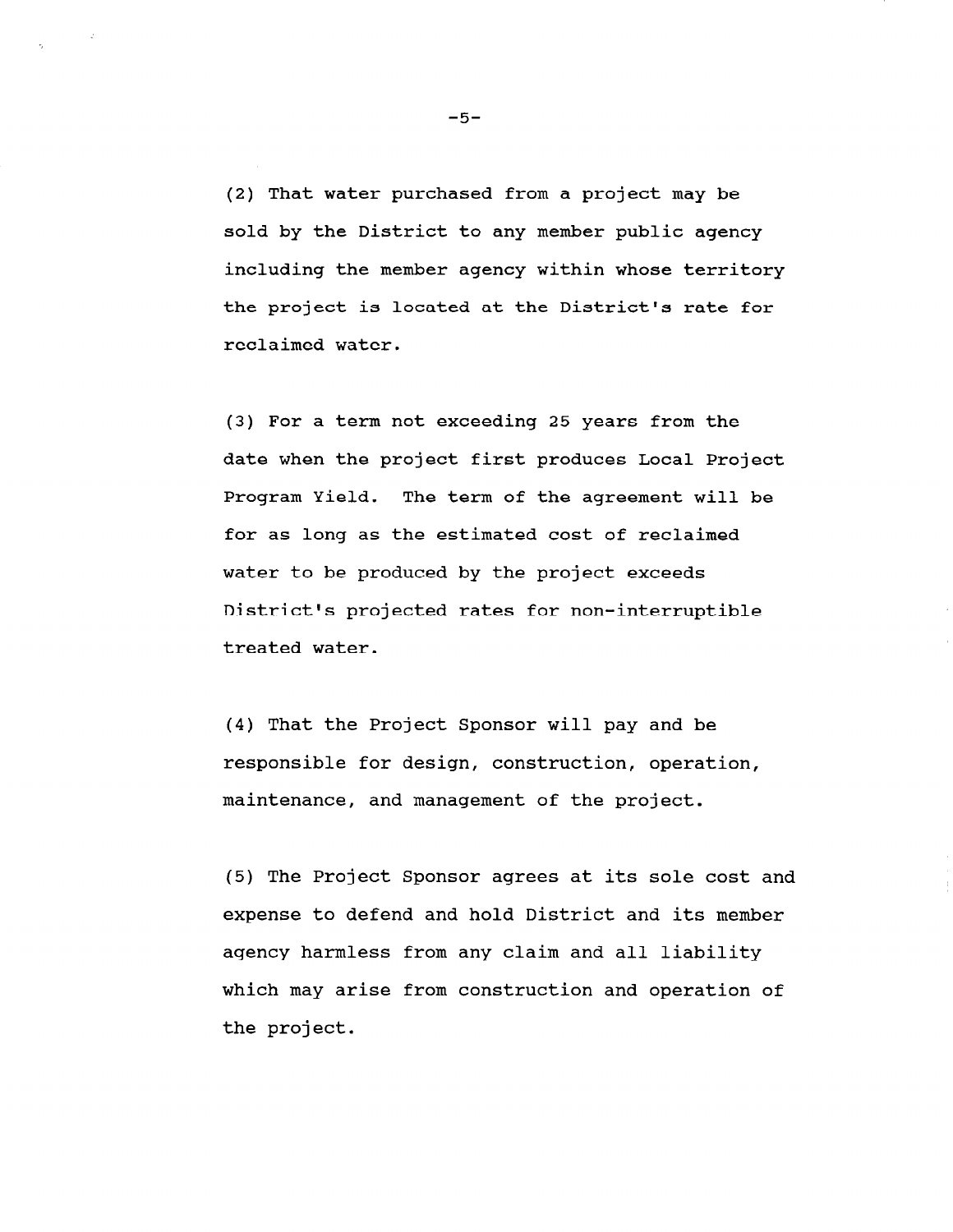(2) That water purchased from a project may be sold by the District to any member public agency including the member agency within whose territory the project is located at the District's rate for reclaimed water.

(3) For a term not exceeding 25 years from the date when the project first produces Local Project Program Yield. The term of the agreement will be for as long as the estimated cost of reclaimed water to be produced by the project exceeds District's projected rates for non-interruptible treated water.

(4) That the Project Sponsor will pay and be responsible for design, construction, operation, maintenance, and management of the project.

(5) The Project Sponsor agrees at its sole cost and expense to defend and hold District and its member agency harmless from any claim and all liability which may arise from construction and operation of the project.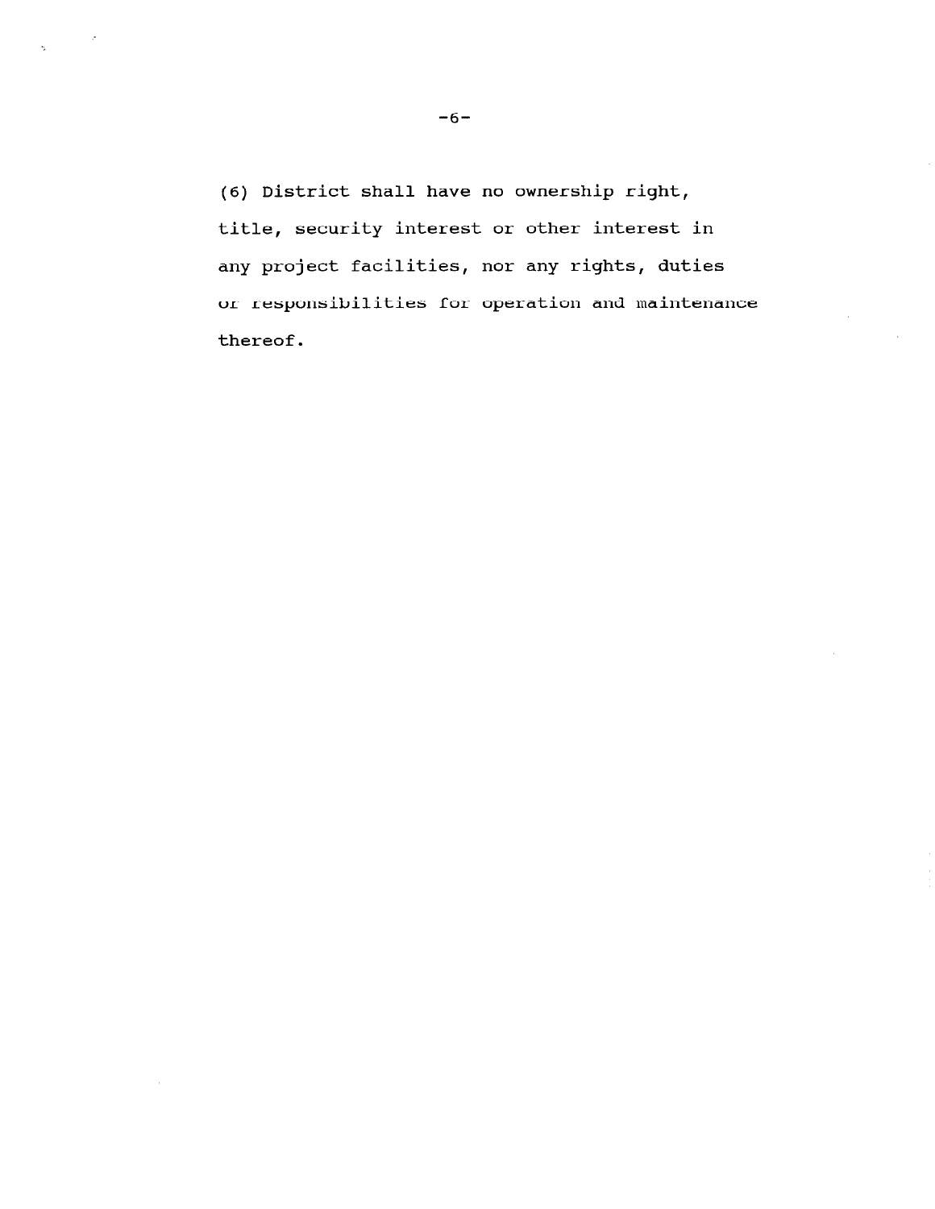(6) District shall have no ownership right, title, security interest or other interest in any project facilities, nor any rights, duties or responsibilities for operation and maintenance thereof.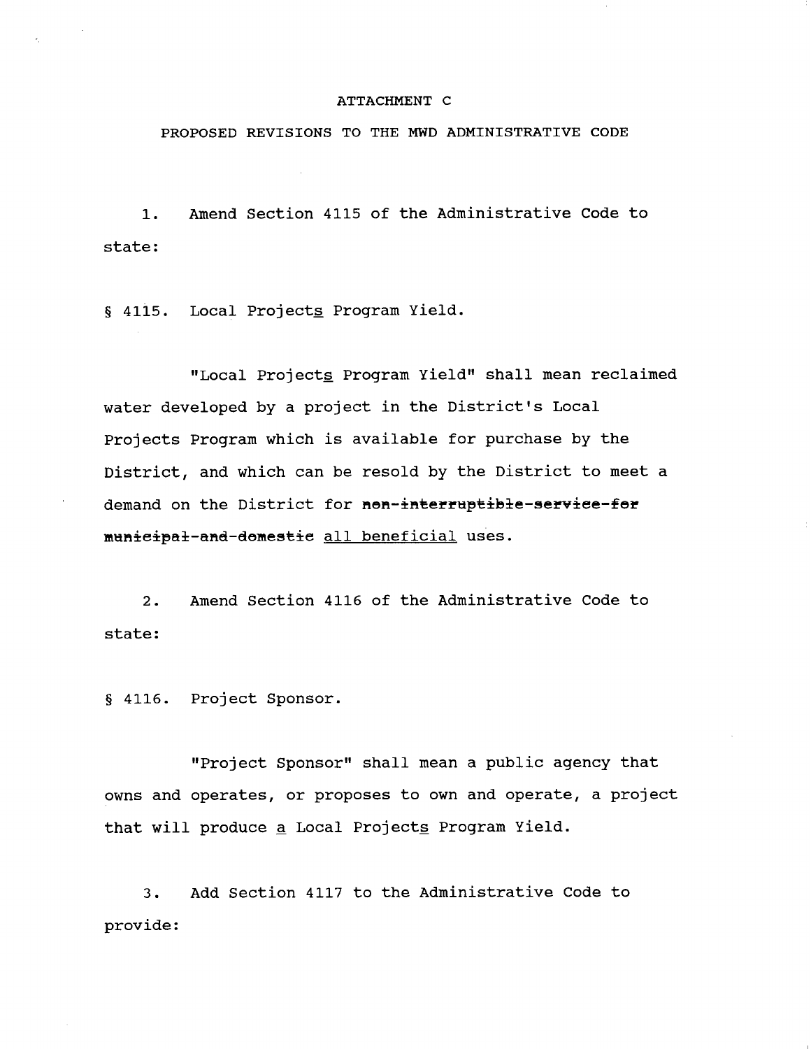ATTACHMENT C

PROPOSED REVISIONS TO THE MWD ADMINISTRATIVE CODE

1. Amend Section 4115 of the Administrative Code to state:

§ 4115. Local Projects Program Yield.

"Local Projects Program Yield" shall mean reclaimed water developed by a project in the District's Local Projects Program which is available for purchase by the District, and which can be resold by the District to meet a demand on the District for ~~non-interruptible-service-for municipal-and-domestic~~ <u>all beneficial</u> uses.

2. Amend Section 4116 of the Administrative Code to state:

§ 4116. Project Sponsor.

"Project Sponsor" shall mean a public agency that owns and operates, or proposes to own and operate, a project that will produce <u>a</u> Local Project<u>s</u> Program Yield.

3. Add Section 4117 to the Administrative Code to provide: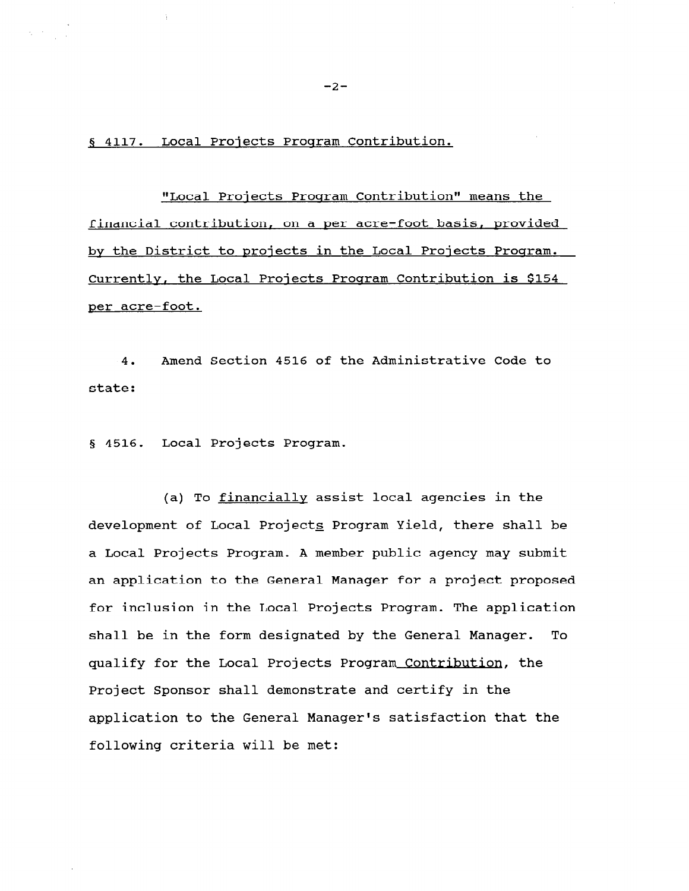§ 4117. Local Projects Program Contribution.

"Local Projects Program Contribution" means the financial contribution, on a per acre-foot basis, provided by the District to projects in the Local Projects Program. Currently, the Local Projects Program Contribution is $154 per acre-foot.

4. Amend Section 4516 of the Administrative Code to state:

§ 4516. Local Projects Program.

(a) To financially assist local agencies in the development of Local Projects Program Yield, there shall be a Local Projects Program. A member public agency may submit an application to the General Manager for a project proposed for inclusion in the Local Projects Program. The application shall be in the form designated by the General Manager. To qualify for the Local Projects Program Contribution, the Project Sponsor shall demonstrate and certify in the application to the General Manager's satisfaction that the following criteria will be met: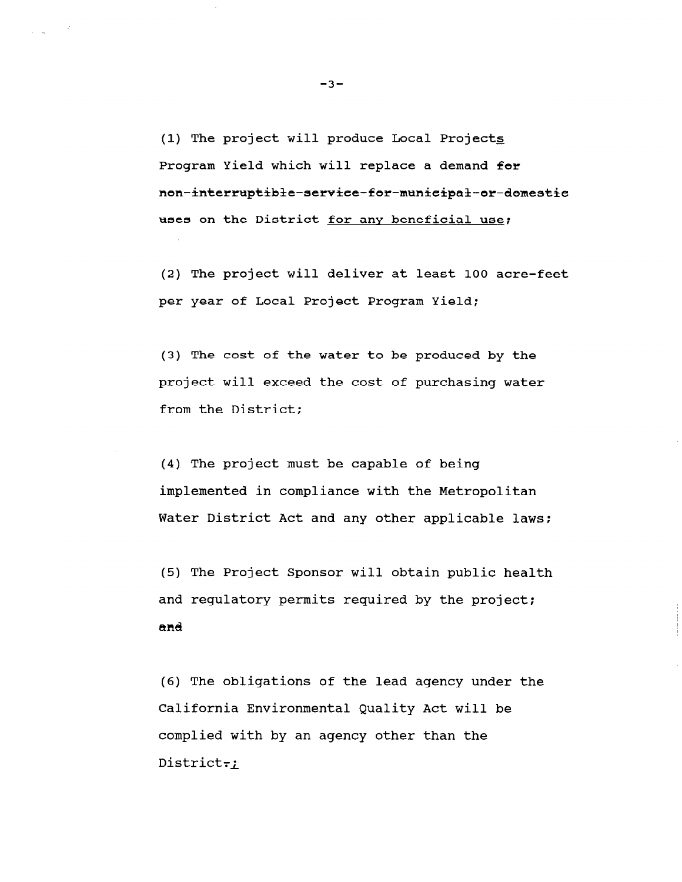(1) The project will produce Local Project<u>s</u> Program Yield which will replace a demand ~~for non-interruptible-service-for-municipal-or-domestic uses~~ on the District <u>for any beneficial use</u>;

(2) The project will deliver at least 100 acre-feet per year of Local Project Program Yield;

(3) The cost of the water to be produced by the project will exceed the cost of purchasing water from the District;

(4) The project must be capable of being implemented in compliance with the Metropolitan Water District Act and any other applicable laws;

(5) The Project Sponsor will obtain public health and regulatory permits required by the project; ~~and~~

(6) The obligations of the lead agency under the California Environmental Quality Act will be complied with by an agency other than the District~~.~~<u>;</u>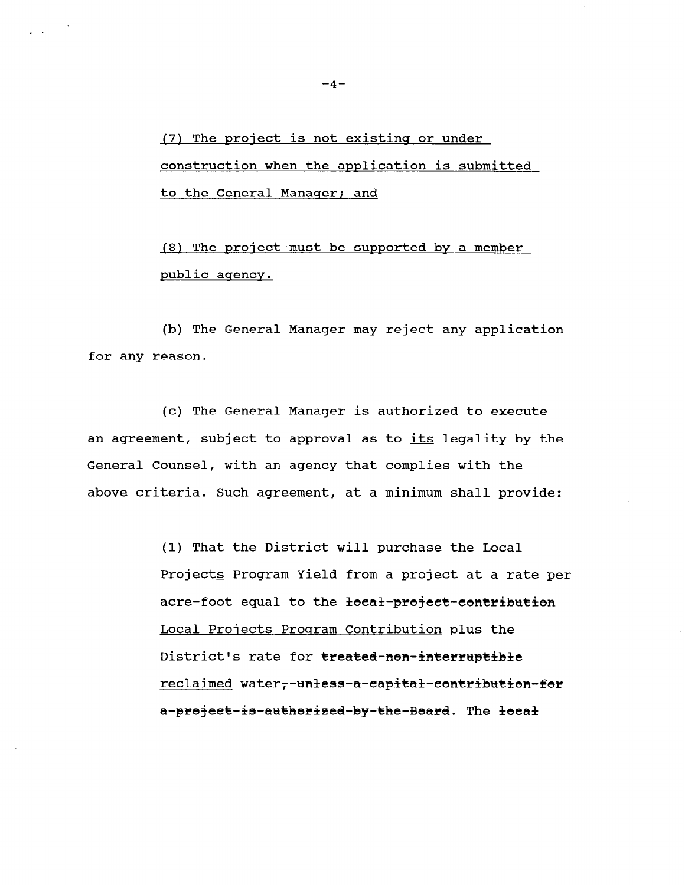(7) The project is not existing or under construction when the application is submitted to the General Manager; and

(8) The project must be supported by a member public agency.

(b) The General Manager may reject any application for any reason.

(c) The General Manager is authorized to execute an agreement, subject to approval as to its legality by the General Counsel, with an agency that complies with the above criteria. Such agreement, at a minimum shall provide:

(1) That the District will purchase the Local Projects Program Yield from a project at a rate per acre-foot equal to the ~~local-project-contribution~~ Local Projects Program Contribution plus the District's rate for ~~treated-non-interruptible~~ reclaimed water~~,-unless-a-capital-contribution-for a-project-is-authorized-by-the-Board~~. The ~~local~~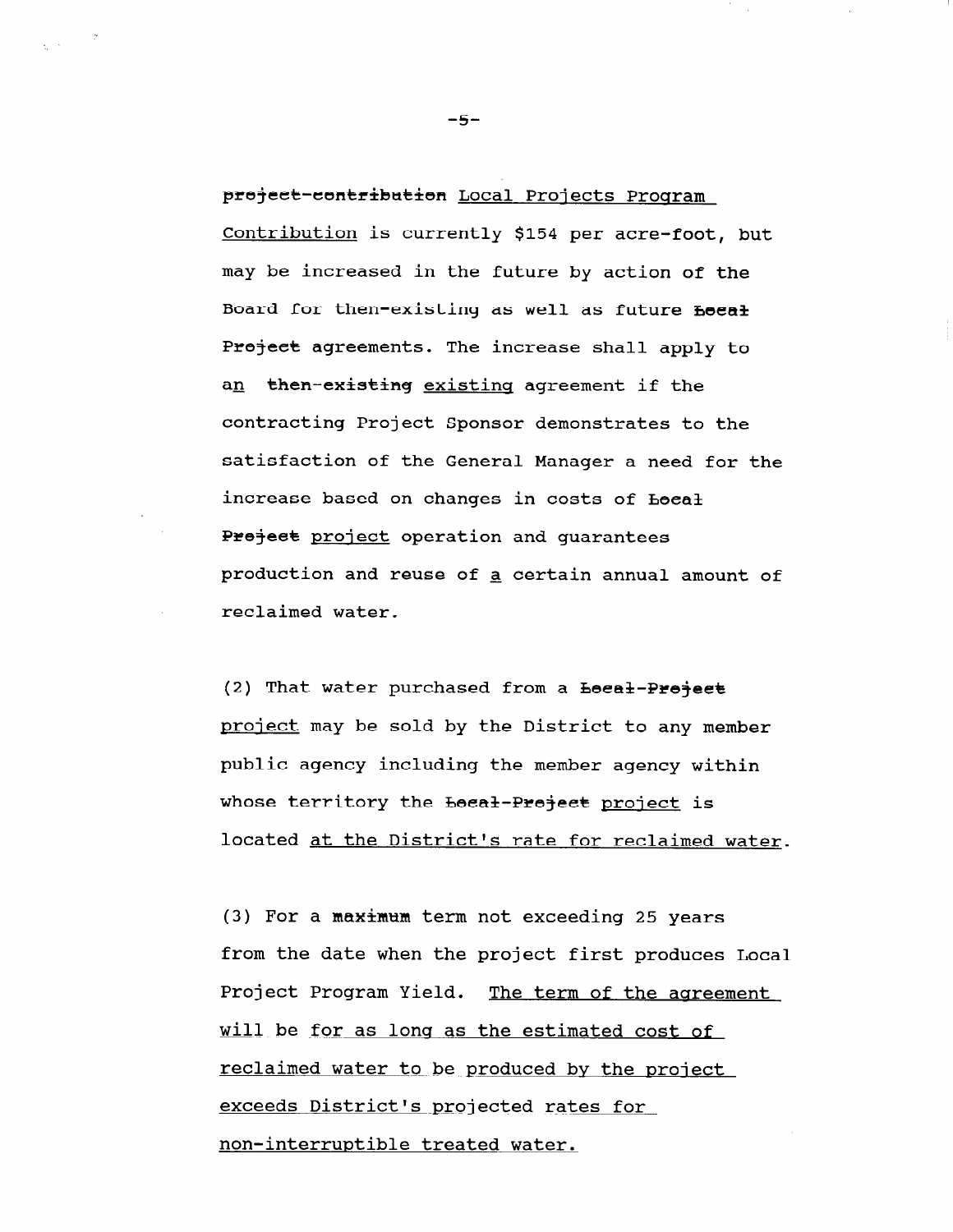~~project-contribution~~ <u>Local Projects Program Contribution</u> is currently $154 per acre-foot, but may be increased in the future by action of the Board for then-existing as well as future ~~Local Project~~ agreements. The increase shall apply to a<u>n</u> ~~then-existing~~ <u>existing</u> agreement if the contracting Project Sponsor demonstrates to the satisfaction of the General Manager a need for the increase based on changes in costs of ~~Local Project~~ <u>project</u> operation and guarantees production and reuse of <u>a</u> certain annual amount of reclaimed water.

(2) That water purchased from a ~~Local-Project~~ <u>project</u> may be sold by the District to any member public agency including the member agency within whose territory the ~~Local-Project~~ <u>project</u> is located <u>at the District's rate for reclaimed water</u>.

(3) For a ~~maximum~~ term not exceeding 25 years from the date when the project first produces Local Project Program Yield. <u>The term of the agreement will be for as long as the estimated cost of reclaimed water to be produced by the project exceeds District's projected rates for non-interruptible treated water.</u>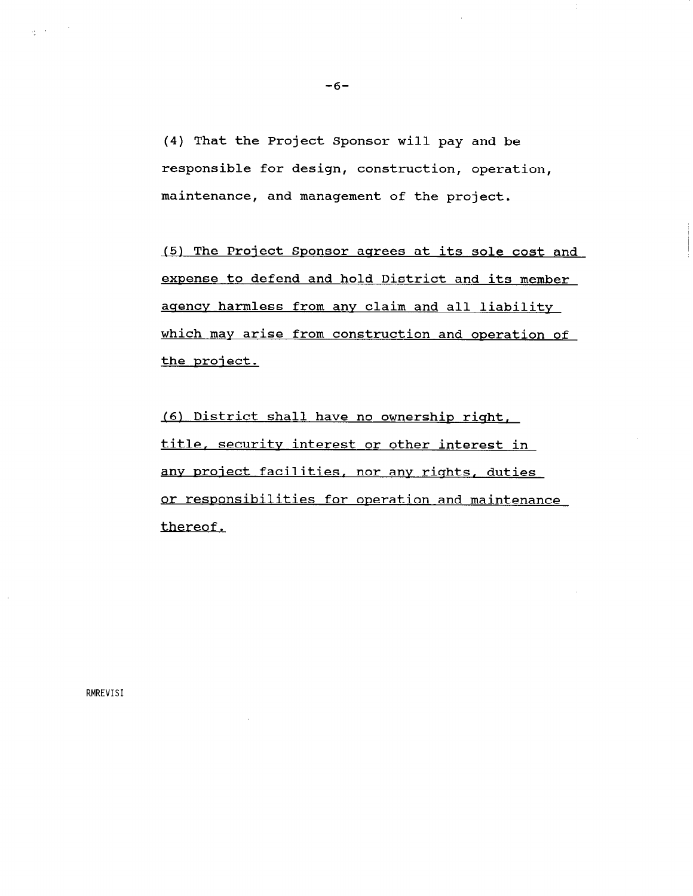(4) That the Project Sponsor will pay and be responsible for design, construction, operation, maintenance, and management of the project.

<u>(5) The Project Sponsor agrees at its sole cost and expense to defend and hold District and its member agency harmless from any claim and all liability which may arise from construction and operation of the project.</u>

<u>(6) District shall have no ownership right, title, security interest or other interest in any project facilities, nor any rights, duties or responsibilities for operation and maintenance thereof.</u>

RMREVISI